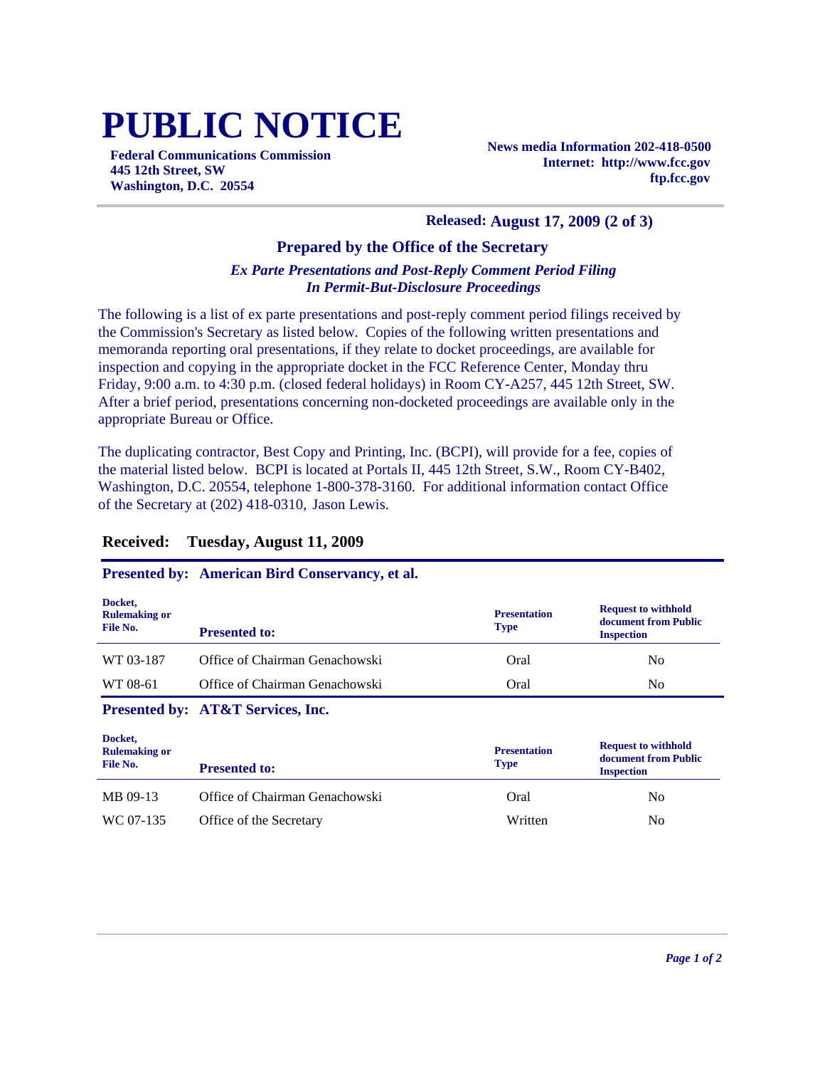# PUBLIC NOTICE

**Federal Communications Commission**
**445 12th Street, SW**
**Washington, D.C. 20554**

**News media Information 202-418-0500**
**Internet: http://www.fcc.gov**
**ftp.fcc.gov**

**Released: August 17, 2009 (2 of 3)**

## Prepared by the Office of the Secretary

***Ex Parte Presentations and Post-Reply Comment Period Filing***
***In Permit-But-Disclosure Proceedings***

The following is a list of ex parte presentations and post-reply comment period filings received by the Commission's Secretary as listed below. Copies of the following written presentations and memoranda reporting oral presentations, if they relate to docket proceedings, are available for inspection and copying in the appropriate docket in the FCC Reference Center, Monday thru Friday, 9:00 a.m. to 4:30 p.m. (closed federal holidays) in Room CY-A257, 445 12th Street, SW. After a brief period, presentations concerning non-docketed proceedings are available only in the appropriate Bureau or Office.

The duplicating contractor, Best Copy and Printing, Inc. (BCPI), will provide for a fee, copies of the material listed below. BCPI is located at Portals II, 445 12th Street, S.W., Room CY-B402, Washington, D.C. 20554, telephone 1-800-378-3160. For additional information contact Office of the Secretary at (202) 418-0310, Jason Lewis.

### Received: Tuesday, August 11, 2009

**Presented by: American Bird Conservancy, et al.**

| Docket, Rulemaking or File No. | Presented to: | Presentation Type | Request to withhold document from Public Inspection |
|---|---|---|---|
| WT 03-187 | Office of Chairman Genachowski | Oral | No |
| WT 08-61 | Office of Chairman Genachowski | Oral | No |

**Presented by: AT&T Services, Inc.**

| Docket, Rulemaking or File No. | Presented to: | Presentation Type | Request to withhold document from Public Inspection |
|---|---|---|---|
| MB 09-13 | Office of Chairman Genachowski | Oral | No |
| WC 07-135 | Office of the Secretary | Written | No |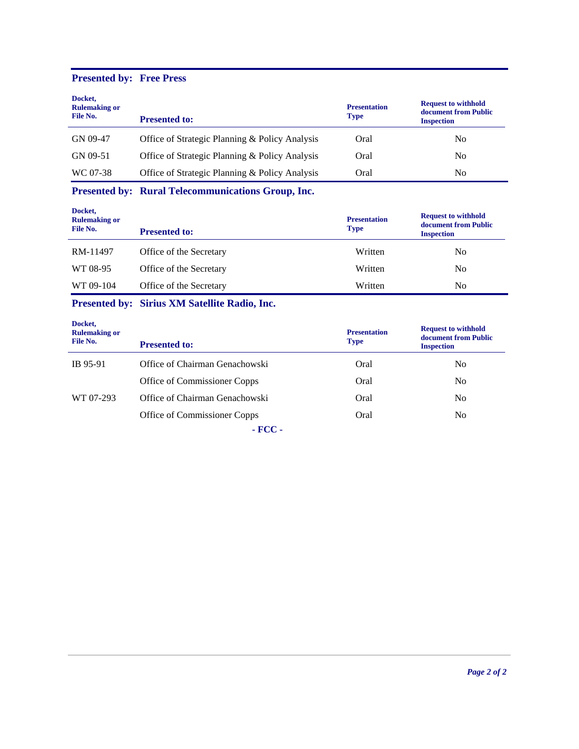**Presented by: Free Press**

| Docket, Rulemaking or File No. | Presented to: | Presentation Type | Request to withhold document from Public Inspection |
|---|---|---|---|
| GN 09-47 | Office of Strategic Planning & Policy Analysis | Oral | No |
| GN 09-51 | Office of Strategic Planning & Policy Analysis | Oral | No |
| WC 07-38 | Office of Strategic Planning & Policy Analysis | Oral | No |

**Presented by: Rural Telecommunications Group, Inc.**

| Docket, Rulemaking or File No. | Presented to: | Presentation Type | Request to withhold document from Public Inspection |
|---|---|---|---|
| RM-11497 | Office of the Secretary | Written | No |
| WT 08-95 | Office of the Secretary | Written | No |
| WT 09-104 | Office of the Secretary | Written | No |

**Presented by: Sirius XM Satellite Radio, Inc.**

| Docket, Rulemaking or File No. | Presented to: | Presentation Type | Request to withhold document from Public Inspection |
|---|---|---|---|
| IB 95-91 | Office of Chairman Genachowski | Oral | No |
| | Office of Commissioner Copps | Oral | No |
| WT 07-293 | Office of Chairman Genachowski | Oral | No |
| | Office of Commissioner Copps | Oral | No |

**- FCC -**